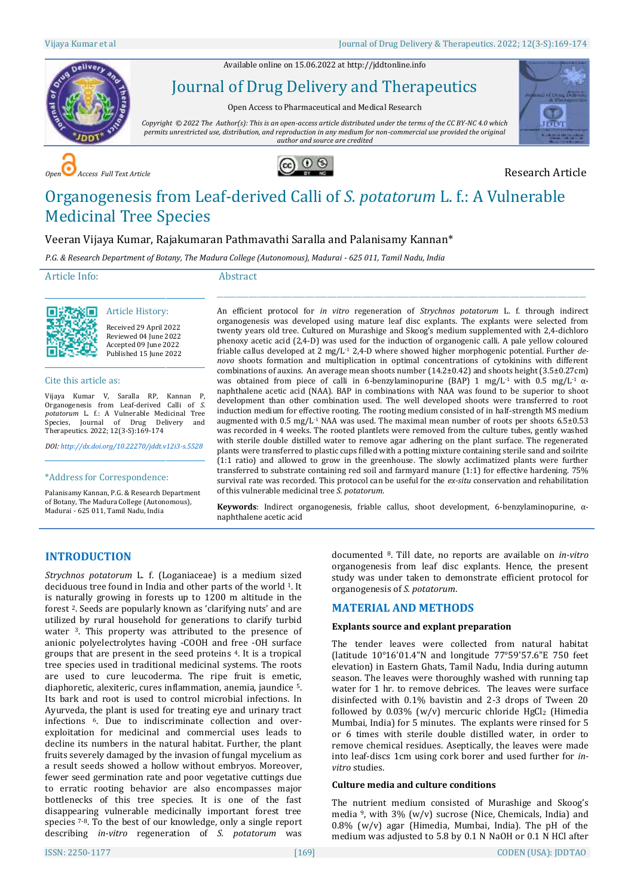Available online on 15.06.2022 at http://jddtonline.info

# Journal of Drug Delivery and Therapeutics

Open Access to Pharmaceutical and Medical Research

*Copyright © 2022 The Author(s): This is an open-access article distributed under the terms of the CC BY-NC 4.0 which permits unrestricted use, distribution, and reproduction in any medium for non-commercial use provided the original author and source are credited*

*Open Access Full Text Article*

Research Article

# Organogenesis from Leaf-derived Calli of *S. potatorum* L. f.: A Vulnerable Medicinal Tree Species

Veeran Vijaya Kumar, Rajakumaran Pathmavathi Saralla and Palanisamy Kannan*

*P.G. & Research Department of Botany, The Madura College (Autonomous), Madurai - 625 011, Tamil Nadu, India*

## Article Info:

### Article History:

Received 29 April 2022
Reviewed 04 June 2022
Accepted 09 June 2022
Published 15 June 2022

### Cite this article as:

Vijaya Kumar V, Saralla RP, Kannan P, Organogenesis from Leaf-derived Calli of *S. potatorum* L. f.: A Vulnerable Medicinal Tree Species, Journal of Drug Delivery and Therapeutics. 2022; 12(3-S):169-174

*DOI: http://dx.doi.org/10.22270/jddt.v12i3-s.5528*

### *Address for Correspondence:

Palanisamy Kannan, P.G. & Research Department of Botany, The Madura College (Autonomous), Madurai - 625 011, Tamil Nadu, India

## Abstract

An efficient protocol for *in vitro* regeneration of *Strychnos potatorum* L. f. through indirect organogenesis was developed using mature leaf disc explants. The explants were selected from twenty years old tree. Cultured on Murashige and Skoog's medium supplemented with 2,4-dichloro phenoxy acetic acid (2,4-D) was used for the induction of organogenic calli. A pale yellow coloured friable callus developed at 2 mg/L$^{-1}$ 2,4-D where showed higher morphogenic potential. Further *de-novo* shoots formation and multiplication in optimal concentrations of cytokinins with different combinations of auxins. An average mean shoots number (14.2±0.42) and shoots height (3.5±0.27cm) was obtained from piece of calli in 6-benzylaminopurine (BAP) 1 mg/L$^{-1}$ with 0.5 mg/L$^{-1}$ α-naphthalene acetic acid (NAA). BAP in combinations with NAA was found to be superior to shoot development than other combination used. The well developed shoots were transferred to root induction medium for effective rooting. The rooting medium consisted of in half-strength MS medium augmented with 0.5 mg/L$^{-1}$ NAA was used. The maximal mean number of roots per shoots 6.5±0.53 was recorded in 4 weeks. The rooted plantlets were removed from the culture tubes, gently washed with sterile double distilled water to remove agar adhering on the plant surface. The regenerated plants were transferred to plastic cups filled with a potting mixture containing sterile sand and soilrite (1:1 ratio) and allowed to grow in the greenhouse. The slowly acclimatized plants were further transferred to substrate containing red soil and farmyard manure (1:1) for effective hardening. 75% survival rate was recorded. This protocol can be useful for the *ex-situ* conservation and rehabilitation of this vulnerable medicinal tree *S. potatorum*.

**Keywords**: Indirect organogenesis, friable callus, shoot development, 6-benzylaminopurine, α-naphthalene acetic acid

## INTRODUCTION

*Strychnos potatorum* L. f. (Loganiaceae) is a medium sized deciduous tree found in India and other parts of the world [1]. It is naturally growing in forests up to 1200 m altitude in the forest [2]. Seeds are popularly known as 'clarifying nuts' and are utilized by rural household for generations to clarify turbid water [3]. This property was attributed to the presence of anionic polyelectrolytes having -COOH and free -OH surface groups that are present in the seed proteins [4]. It is a tropical tree species used in traditional medicinal systems. The roots are used to cure leucoderma. The ripe fruit is emetic, diaphoretic, alexiteric, cures inflammation, anemia, jaundice [5]. Its bark and root is used to control microbial infections. In Ayurveda, the plant is used for treating eye and urinary tract infections [6]. Due to indiscriminate collection and over-exploitation for medicinal and commercial uses leads to decline its numbers in the natural habitat. Further, the plant fruits severely damaged by the invasion of fungal mycelium as a result seeds showed a hollow without embryos. Moreover, fewer seed germination rate and poor vegetative cuttings due to erratic rooting behavior are also encompasses major bottlenecks of this tree species. It is one of the fast disappearing vulnerable medicinally important forest tree species [7-8]. To the best of our knowledge, only a single report describing *in-vitro* regeneration of *S. potatorum* was documented [8]. Till date, no reports are available on *in-vitro* organogenesis from leaf disc explants. Hence, the present study was under taken to demonstrate efficient protocol for organogenesis of *S. potatorum*.

## MATERIAL AND METHODS

### Explants source and explant preparation

The tender leaves were collected from natural habitat (latitude 10°16'01.4"N and longitude 77°59'57.6"E 750 feet elevation) in Eastern Ghats, Tamil Nadu, India during autumn season. The leaves were thoroughly washed with running tap water for 1 hr. to remove debrices. The leaves were surface disinfected with 0.1% bavistin and 2-3 drops of Tween 20 followed by 0.03% (w/v) mercuric chloride $HgCl_2$ (Himedia Mumbai, India) for 5 minutes. The explants were rinsed for 5 or 6 times with sterile double distilled water, in order to remove chemical residues. Aseptically, the leaves were made into leaf-discs 1cm using cork borer and used further for *in-vitro* studies.

### Culture media and culture conditions

The nutrient medium consisted of Murashige and Skoog's media [9], with 3% (w/v) sucrose (Nice, Chemicals, India) and 0.8% (w/v) agar (Himedia, Mumbai, India). The pH of the medium was adjusted to 5.8 by 0.1 N NaOH or 0.1 N HCl after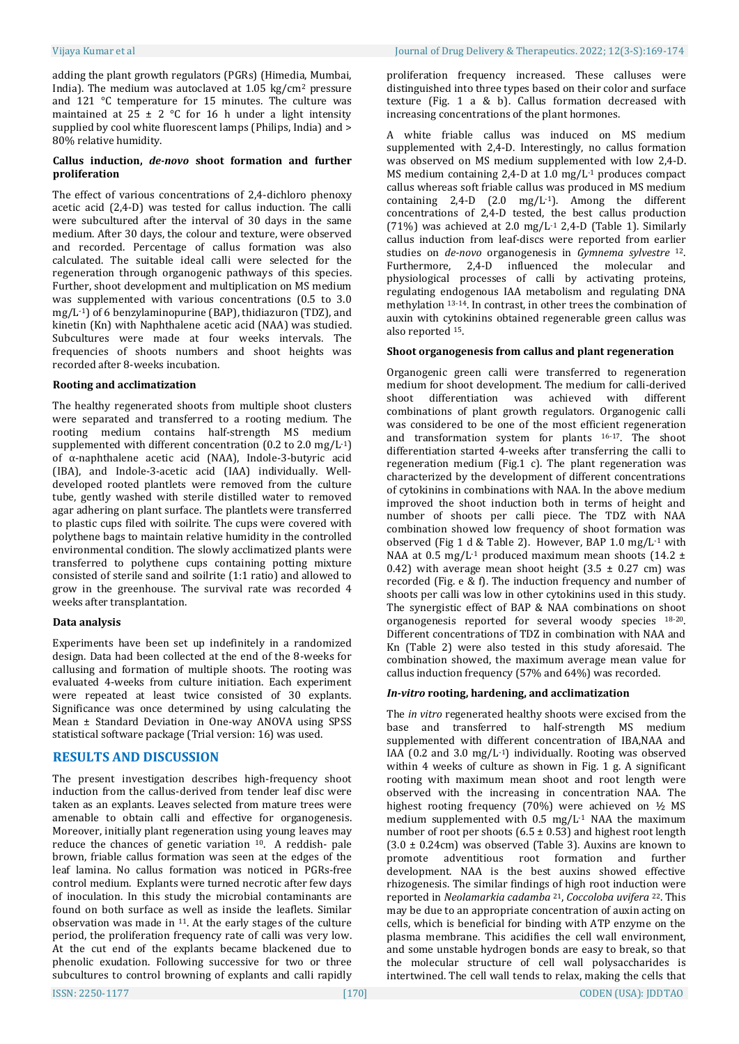adding the plant growth regulators (PGRs) (Himedia, Mumbai, India). The medium was autoclaved at 1.05 kg/cm$^2$ pressure and 121 °C temperature for 15 minutes. The culture was maintained at 25 ± 2 °C for 16 h under a light intensity supplied by cool white fluorescent lamps (Philips, India) and > 80% relative humidity.

### Callus induction, *de-novo* shoot formation and further proliferation

The effect of various concentrations of 2,4-dichloro phenoxy acetic acid (2,4-D) was tested for callus induction. The calli were subcultured after the interval of 30 days in the same medium. After 30 days, the colour and texture, were observed and recorded. Percentage of callus formation was also calculated. The suitable ideal calli were selected for the regeneration through organogenic pathways of this species. Further, shoot development and multiplication on MS medium was supplemented with various concentrations (0.5 to 3.0 mg/L$^{-1}$) of 6 benzylaminopurine (BAP), thidiazuron (TDZ), and kinetin (Kn) with Naphthalene acetic acid (NAA) was studied. Subcultures were made at four weeks intervals. The frequencies of shoots numbers and shoot heights was recorded after 8-weeks incubation.

### Rooting and acclimatization

The healthy regenerated shoots from multiple shoot clusters were separated and transferred to a rooting medium. The rooting medium contains half-strength MS medium supplemented with different concentration (0.2 to 2.0 mg/L$^{-1}$) of α-naphthalene acetic acid (NAA), Indole-3-butyric acid (IBA), and Indole-3-acetic acid (IAA) individually. Well-developed rooted plantlets were removed from the culture tube, gently washed with sterile distilled water to removed agar adhering on plant surface. The plantlets were transferred to plastic cups filed with soilrite. The cups were covered with polythene bags to maintain relative humidity in the controlled environmental condition. The slowly acclimatized plants were transferred to polythene cups containing potting mixture consisted of sterile sand and soilrite (1:1 ratio) and allowed to grow in the greenhouse. The survival rate was recorded 4 weeks after transplantation.

### Data analysis

Experiments have been set up indefinitely in a randomized design. Data had been collected at the end of the 8-weeks for callusing and formation of multiple shoots. The rooting was evaluated 4-weeks from culture initiation. Each experiment were repeated at least twice consisted of 30 explants. Significance was once determined by using calculating the Mean ± Standard Deviation in One-way ANOVA using SPSS statistical software package (Trial version: 16) was used.

## RESULTS AND DISCUSSION

The present investigation describes high-frequency shoot induction from the callus-derived from tender leaf disc were taken as an explants. Leaves selected from mature trees were amenable to obtain calli and effective for organogenesis. Moreover, initially plant regeneration using young leaves may reduce the chances of genetic variation [10]. A reddish- pale brown, friable callus formation was seen at the edges of the leaf lamina. No callus formation was noticed in PGRs-free control medium. Explants were turned necrotic after few days of inoculation. In this study the microbial contaminants are found on both surface as well as inside the leaflets. Similar observation was made in [11]. At the early stages of the culture period, the proliferation frequency rate of calli was very low. At the cut end of the explants became blackened due to phenolic exudation. Following successive for two or three subcultures to control browning of explants and calli rapidly proliferation frequency increased. These calluses were distinguished into three types based on their color and surface texture (Fig. 1 a & b). Callus formation decreased with increasing concentrations of the plant hormones.

A white friable callus was induced on MS medium supplemented with 2,4-D. Interestingly, no callus formation was observed on MS medium supplemented with low 2,4-D. MS medium containing 2,4-D at 1.0 mg/L$^{-1}$ produces compact callus whereas soft friable callus was produced in MS medium containing 2,4-D (2.0 mg/L$^{-1}$). Among the different concentrations of 2,4-D tested, the best callus production (71%) was achieved at 2.0 mg/L$^{-1}$ 2,4-D (Table 1). Similarly callus induction from leaf-discs were reported from earlier studies on *de-novo* organogenesis in *Gymnema sylvestre* [12]. Furthermore, 2,4-D influenced the molecular and physiological processes of calli by activating proteins, regulating endogenous IAA metabolism and regulating DNA methylation [13-14]. In contrast, in other trees the combination of auxin with cytokinins obtained regenerable green callus was also reported [15].

### Shoot organogenesis from callus and plant regeneration

Organogenic green calli were transferred to regeneration medium for shoot development. The medium for calli-derived shoot differentiation was achieved with different combinations of plant growth regulators. Organogenic calli was considered to be one of the most efficient regeneration and transformation system for plants [16-17]. The shoot differentiation started 4-weeks after transferring the calli to regeneration medium (Fig.1 c). The plant regeneration was characterized by the development of different concentrations of cytokinins in combinations with NAA. In the above medium improved the shoot induction both in terms of height and number of shoots per calli piece. The TDZ with NAA combination showed low frequency of shoot formation was observed (Fig 1 d & Table 2). However, BAP 1.0 mg/L$^{-1}$ with NAA at 0.5 mg/L$^{-1}$ produced maximum mean shoots (14.2 ± 0.42) with average mean shoot height (3.5 ± 0.27 cm) was recorded (Fig. e & f). The induction frequency and number of shoots per calli was low in other cytokinins used in this study. The synergistic effect of BAP & NAA combinations on shoot organogenesis reported for several woody species [18-20]. Different concentrations of TDZ in combination with NAA and Kn (Table 2) were also tested in this study aforesaid. The combination showed, the maximum average mean value for callus induction frequency (57% and 64%) was recorded.

### *In-vitro* rooting, hardening, and acclimatization

The *in vitro* regenerated healthy shoots were excised from the base and transferred to half-strength MS medium supplemented with different concentration of IBA,NAA and IAA (0.2 and 3.0 mg/L$^{-1}$) individually. Rooting was observed within 4 weeks of culture as shown in Fig. 1 g. A significant rooting with maximum mean shoot and root length were observed with the increasing in concentration NAA. The highest rooting frequency (70%) were achieved on ½ MS medium supplemented with 0.5 mg/L$^{-1}$ NAA the maximum number of root per shoots (6.5 ± 0.53) and highest root length (3.0 ± 0.24cm) was observed (Table 3). Auxins are known to promote adventitious root formation and further development. NAA is the best auxins showed effective rhizogenesis. The similar findings of high root induction were reported in *Neolamarkia cadamba* [21], *Coccoloba uvifera* [22]. This may be due to an appropriate concentration of auxin acting on cells, which is beneficial for binding with ATP enzyme on the plasma membrane. This acidifies the cell wall environment, and some unstable hydrogen bonds are easy to break, so that the molecular structure of cell wall polysaccharides is intertwined. The cell wall tends to relax, making the cells that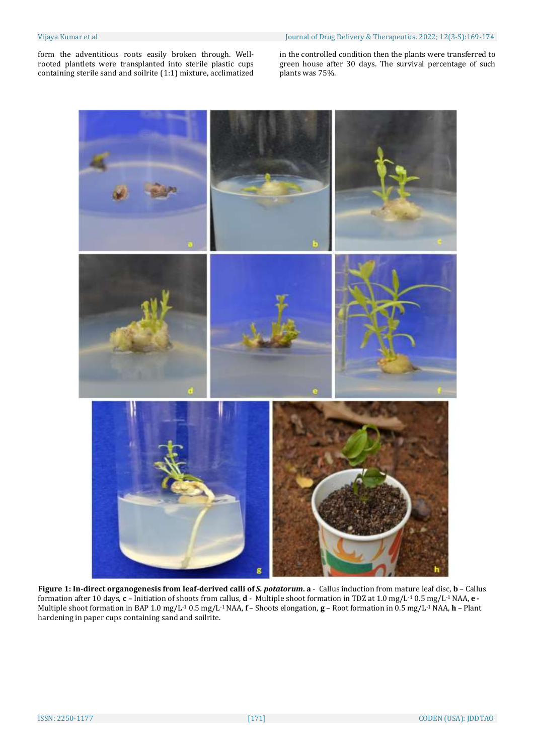form the adventitious roots easily broken through. Well-rooted plantlets were transplanted into sterile plastic cups containing sterile sand and soilrite (1:1) mixture, acclimatized in the controlled condition then the plants were transferred to green house after 30 days. The survival percentage of such plants was 75%.

**Figure 1: In-direct organogenesis from leaf-derived calli of *S. potatorum*.** **a** - Callus induction from mature leaf disc, **b** – Callus formation after 10 days, **c** – Initiation of shoots from callus, **d** - Multiple shoot formation in TDZ at 1.0 mg/L$^{-1}$ 0.5 mg/L$^{-1}$ NAA, **e** - Multiple shoot formation in BAP 1.0 mg/L$^{-1}$ 0.5 mg/L$^{-1}$ NAA, **f** – Shoots elongation, **g** – Root formation in 0.5 mg/L$^{-1}$ NAA, **h** – Plant hardening in paper cups containing sand and soilrite.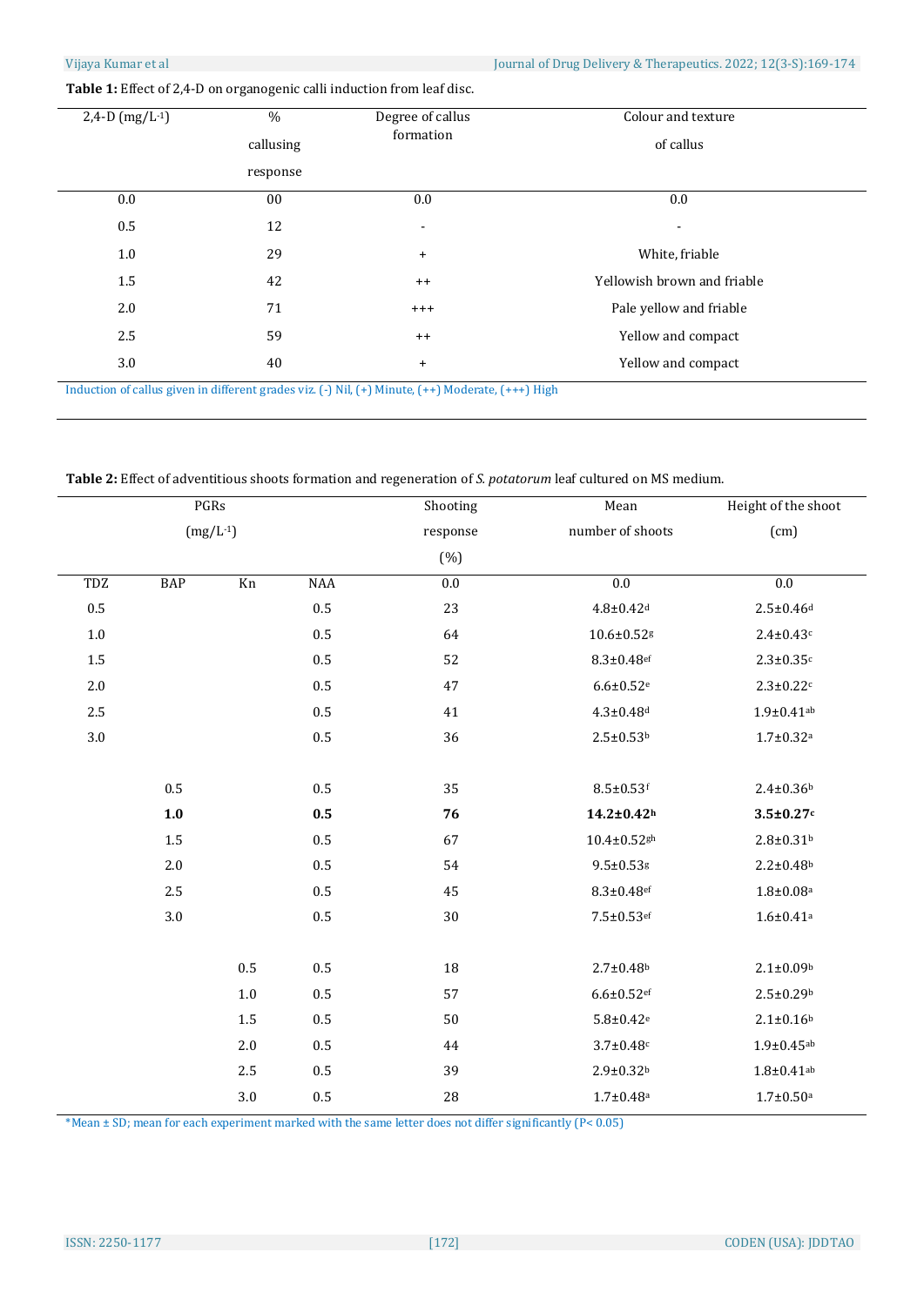**Table 1:** Effect of 2,4-D on organogenic calli induction from leaf disc.

| 2,4-D (mg/L[-1]) | % callusing response | Degree of callus formation | Colour and texture of callus |
|---|---|---|---|
| 0.0 | 00 | 0.0 | 0.0 |
| 0.5 | 12 | - | - |
| 1.0 | 29 | + | White, friable |
| 1.5 | 42 | ++ | Yellowish brown and friable |
| 2.0 | 71 | +++ | Pale yellow and friable |
| 2.5 | 59 | ++ | Yellow and compact |
| 3.0 | 40 | + | Yellow and compact |

Induction of callus given in different grades viz. (-) Nil, (+) Minute, (++) Moderate, (+++) High

**Table 2:** Effect of adventitious shoots formation and regeneration of *S. potatorum* leaf cultured on MS medium.

| PGRs (mg/L[-1]) | | | | Shooting response (%) | Mean number of shoots | Height of the shoot (cm) |
|---|---|---|---|---|---|---|
| TDZ | BAP | Kn | NAA | 0.0 | 0.0 | 0.0 |
| 0.5 | | | 0.5 | 23 | 4.8±0.42[d] | 2.5±0.46[d] |
| 1.0 | | | 0.5 | 64 | 10.6±0.52[g] | 2.4±0.43[c] |
| 1.5 | | | 0.5 | 52 | 8.3±0.48[ef] | 2.3±0.35[c] |
| 2.0 | | | 0.5 | 47 | 6.6±0.52[e] | 2.3±0.22[c] |
| 2.5 | | | 0.5 | 41 | 4.3±0.48[d] | 1.9±0.41[ab] |
| 3.0 | | | 0.5 | 36 | 2.5±0.53[b] | 1.7±0.32[a] |
| | 0.5 | | 0.5 | 35 | 8.5±0.53[f] | 2.4±0.36[b] |
| | **1.0** | | **0.5** | **76** | **14.2±0.42[h]** | **3.5±0.27[c]** |
| | 1.5 | | 0.5 | 67 | 10.4±0.52[gh] | 2.8±0.31[b] |
| | 2.0 | | 0.5 | 54 | 9.5±0.53[g] | 2.2±0.48[b] |
| | 2.5 | | 0.5 | 45 | 8.3±0.48[ef] | 1.8±0.08[a] |
| | 3.0 | | 0.5 | 30 | 7.5±0.53[ef] | 1.6±0.41[a] |
| | | 0.5 | 0.5 | 18 | 2.7±0.48[b] | 2.1±0.09[b] |
| | | 1.0 | 0.5 | 57 | 6.6±0.52[ef] | 2.5±0.29[b] |
| | | 1.5 | 0.5 | 50 | 5.8±0.42[e] | 2.1±0.16[b] |
| | | 2.0 | 0.5 | 44 | 3.7±0.48[c] | 1.9±0.45[ab] |
| | | 2.5 | 0.5 | 39 | 2.9±0.32[b] | 1.8±0.41[ab] |
| | | 3.0 | 0.5 | 28 | 1.7±0.48[a] | 1.7±0.50[a] |

*Mean ± SD; mean for each experiment marked with the same letter does not differ significantly ($P < 0.05$)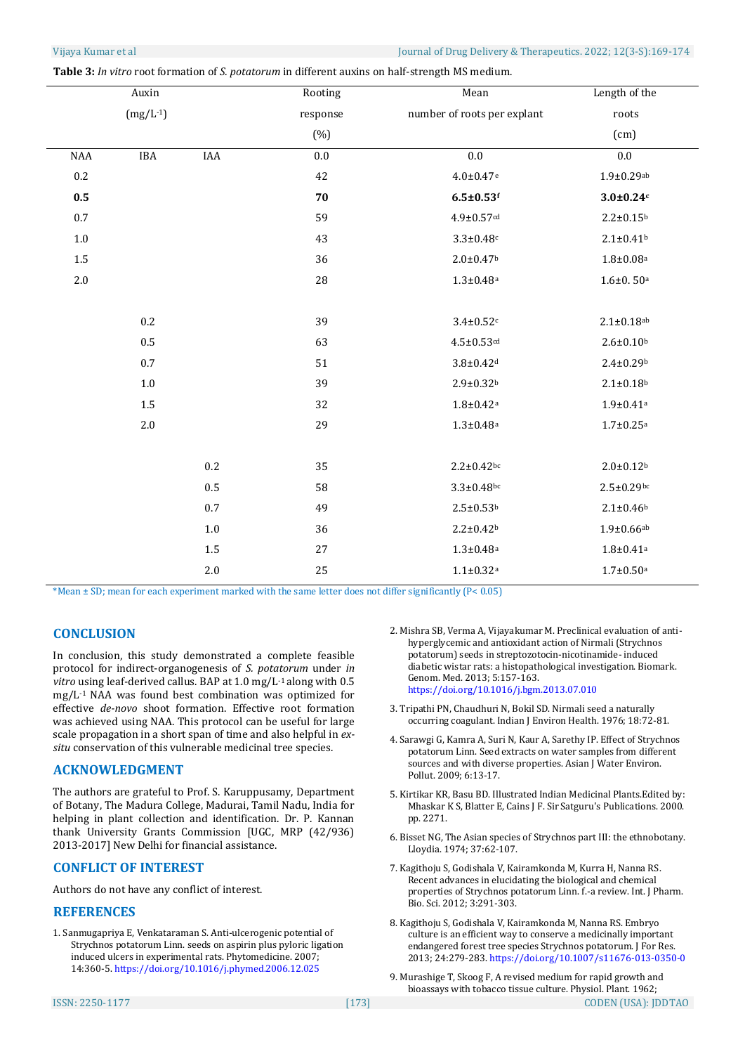**Table 3:** *In vitro* root formation of *S. potatorum* in different auxins on half-strength MS medium.

| Auxin ($mg/L^{-1}$) | | | Rooting response (%) | Mean number of roots per explant | Length of the roots (cm) |
|---|---|---|---|---|---|
| NAA | IBA | IAA | 0.0 | 0.0 | 0.0 |
| 0.2 | | | 42 | 4.0±0.47[e] | 1.9±0.29[ab] |
| **0.5** | | | **70** | **6.5±0.53[f]** | **3.0±0.24[c]** |
| 0.7 | | | 59 | 4.9±0.57[cd] | 2.2±0.15[b] |
| 1.0 | | | 43 | 3.3±0.48[c] | 2.1±0.41[b] |
| 1.5 | | | 36 | 2.0±0.47[b] | 1.8±0.08[a] |
| 2.0 | | | 28 | 1.3±0.48[a] | 1.6±0. 50[a] |
| | 0.2 | | 39 | 3.4±0.52[c] | 2.1±0.18[ab] |
| | 0.5 | | 63 | 4.5±0.53[cd] | 2.6±0.10[b] |
| | 0.7 | | 51 | 3.8±0.42[d] | 2.4±0.29[b] |
| | 1.0 | | 39 | 2.9±0.32[b] | 2.1±0.18[b] |
| | 1.5 | | 32 | 1.8±0.42[a] | 1.9±0.41[a] |
| | 2.0 | | 29 | 1.3±0.48[a] | 1.7±0.25[a] |
| | | 0.2 | 35 | 2.2±0.42[bc] | 2.0±0.12[b] |
| | | 0.5 | 58 | 3.3±0.48[bc] | 2.5±0.29[bc] |
| | | 0.7 | 49 | 2.5±0.53[b] | 2.1±0.46[b] |
| | | 1.0 | 36 | 2.2±0.42[b] | 1.9±0.66[ab] |
| | | 1.5 | 27 | 1.3±0.48[a] | 1.8±0.41[a] |
| | | 2.0 | 25 | 1.1±0.32[a] | 1.7±0.50[a] |

*Mean ± SD; mean for each experiment marked with the same letter does not differ significantly (P< 0.05)

## CONCLUSION

In conclusion, this study demonstrated a complete feasible protocol for indirect-organogenesis of *S. potatorum* under *in vitro* using leaf-derived callus. BAP at 1.0 $mg/L^{-1}$ along with 0.5 $mg/L^{-1}$ NAA was found best combination was optimized for effective *de-novo* shoot formation. Effective root formation was achieved using NAA. This protocol can be useful for large scale propagation in a short span of time and also helpful in *ex-situ* conservation of this vulnerable medicinal tree species.

## ACKNOWLEDGMENT

The authors are grateful to Prof. S. Karuppusamy, Department of Botany, The Madura College, Madurai, Tamil Nadu, India for helping in plant collection and identification. Dr. P. Kannan thank University Grants Commission [UGC, MRP (42/936) 2013-2017] New Delhi for financial assistance.

## CONFLICT OF INTEREST

Authors do not have any conflict of interest.

## REFERENCES

1. Sanmugapriya E, Venkataraman S. Anti-ulcerogenic potential of Strychnos potatorum Linn. seeds on aspirin plus pyloric ligation induced ulcers in experimental rats. Phytomedicine. 2007; 14:360-5. https://doi.org/10.1016/j.phymed.2006.12.025
2. Mishra SB, Verma A, Vijayakumar M. Preclinical evaluation of anti-hyperglycemic and antioxidant action of Nirmali (Strychnos potatorum) seeds in streptozotocin-nicotinamide- induced diabetic wistar rats: a histopathological investigation. Biomark. Genom. Med. 2013; 5:157-163. https://doi.org/10.1016/j.bgm.2013.07.010
3. Tripathi PN, Chaudhuri N, Bokil SD. Nirmali seed a naturally occurring coagulant. Indian J Environ Health. 1976; 18:72-81.
4. Sarawgi G, Kamra A, Suri N, Kaur A, Sarethy IP. Effect of Strychnos potatorum Linn. Seed extracts on water samples from different sources and with diverse properties. Asian J Water Environ. Pollut. 2009; 6:13-17.
5. Kirtikar KR, Basu BD. Illustrated Indian Medicinal Plants.Edited by: Mhaskar K S, Blatter E, Cains J F. Sir Satguru's Publications. 2000. pp. 2271.
6. Bisset NG, The Asian species of Strychnos part III: the ethnobotany. Lloydia. 1974; 37:62-107.
7. Kagithoju S, Godishala V, Kairamkonda M, Kurra H, Nanna RS. Recent advances in elucidating the biological and chemical properties of Strychnos potatorum Linn. f.-a review. Int. J Pharm. Bio. Sci. 2012; 3:291-303.
8. Kagithoju S, Godishala V, Kairamkonda M, Nanna RS. Embryo culture is an efficient way to conserve a medicinally important endangered forest tree species Strychnos potatorum. J For Res. 2013; 24:279-283. https://doi.org/10.1007/s11676-013-0350-0
9. Murashige T, Skoog F, A revised medium for rapid growth and bioassays with tobacco tissue culture. Physiol. Plant. 1962;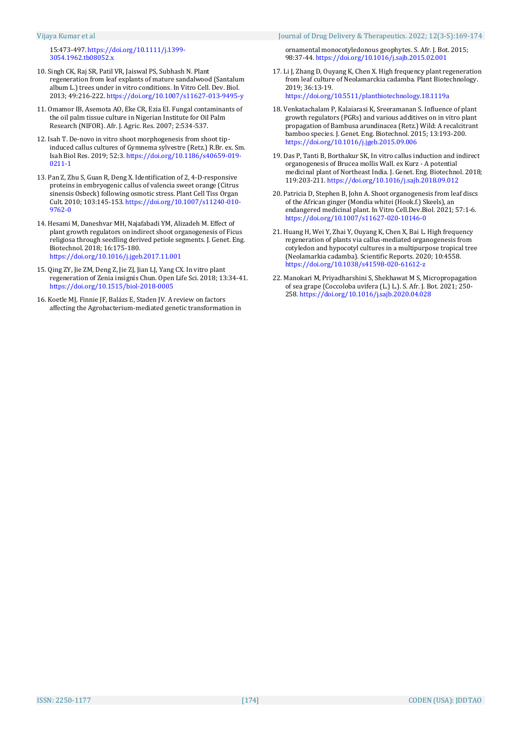15:473-497. https://doi.org/10.1111/j.1399-3054.1962.tb08052.x

10. Singh CK, Raj SR, Patil VR, Jaiswal PS, Subhash N. Plant regeneration from leaf explants of mature sandalwood (Santalum album L.) trees under in vitro conditions. In Vitro Cell. Dev. Biol. 2013; 49:216-222. https://doi.org/10.1007/s11627-013-9495-y

11. Omamor IB, Asemota AO, Eke CR, Ezia EI. Fungal contaminants of the oil palm tissue culture in Nigerian Institute for Oil Palm Research (NIFOR). Afr. J. Agric. Res. 2007; 2:534-537.

12. Isah T. De-novo in vitro shoot morphogenesis from shoot tip-induced callus cultures of Gymnema sylvestre (Retz.) R.Br. ex. Sm. Isah Biol Res. 2019; 52:3. https://doi.org/10.1186/s40659-019-0211-1

13. Pan Z, Zhu S, Guan R, Deng X. Identification of 2, 4-D-responsive proteins in embryogenic callus of valencia sweet orange (Citrus sinensis Osbeck) following osmotic stress. Plant Cell Tiss Organ Cult. 2010; 103:145-153. https://doi.org/10.1007/s11240-010-9762-0

14. Hesami M, Daneshvar MH, Najafabadi YM, Alizadeh M. Effect of plant growth regulators on indirect shoot organogenesis of Ficus religiosa through seedling derived petiole segments. J. Genet. Eng. Biotechnol. 2018; 16:175-180. https://doi.org/10.1016/j.jgeb.2017.11.001

15. Qing ZY, Jie ZM, Deng Z, Jie ZJ, Jian LJ, Yang CX. In vitro plant regeneration of Zenia insignis Chun. Open Life Sci. 2018; 13:34-41. https://doi.org/10.1515/biol-2018-0005

16. Koetle MJ, Finnie JF, Balázs E, Staden JV. A review on factors affecting the Agrobacterium-mediated genetic transformation in ornamental monocotyledonous geophytes. S. Afr. J. Bot. 2015; 98:37-44. https://doi.org/10.1016/j.sajb.2015.02.001

17. Li J, Zhang D, Ouyang K, Chen X. High frequency plant regeneration from leaf culture of Neolamarckia cadamba. Plant Biotechnology. 2019; 36:13-19. https://doi.org/10.5511/plantbiotechnology.18.1119a

18. Venkatachalam P, Kalaiarasi K, Sreeramanan S. Influence of plant growth regulators (PGRs) and various additives on in vitro plant propagation of Bambusa arundinacea (Retz.) Wild: A recalcitrant bamboo species. J. Genet. Eng. Biotechnol. 2015; 13:193-200. https://doi.org/10.1016/j.jgeb.2015.09.006

19. Das P, Tanti B, Borthakur SK, In vitro callus induction and indirect organogenesis of Brucea mollis Wall. ex Kurz - A potential medicinal plant of Northeast India. J. Genet. Eng. Biotechnol. 2018; 119:203-211. https://doi.org/10.1016/j.sajb.2018.09.012

20. Patricia D, Stephen B, John A. Shoot organogenesis from leaf discs of the African ginger (Mondia whitei (Hook.f.) Skeels), an endangered medicinal plant. In Vitro Cell.Dev.Biol. 2021; 57:1-6. https://doi.org/10.1007/s11627-020-10146-0

21. Huang H, Wei Y, Zhai Y, Ouyang K, Chen X, Bai L. High frequency regeneration of plants via callus-mediated organogenesis from cotyledon and hypocotyl cultures in a multipurpose tropical tree (Neolamarkia cadamba). Scientific Reports. 2020; 10:4558. https://doi.org/10.1038/s41598-020-61612-z

22. Manokari M, Priyadharshini S, Shekhawat M S, Micropropagation of sea grape (Coccoloba uvifera (L.) L.). S. Afr. J. Bot. 2021; 250-258. https://doi.org/10.1016/j.sajb.2020.04.028